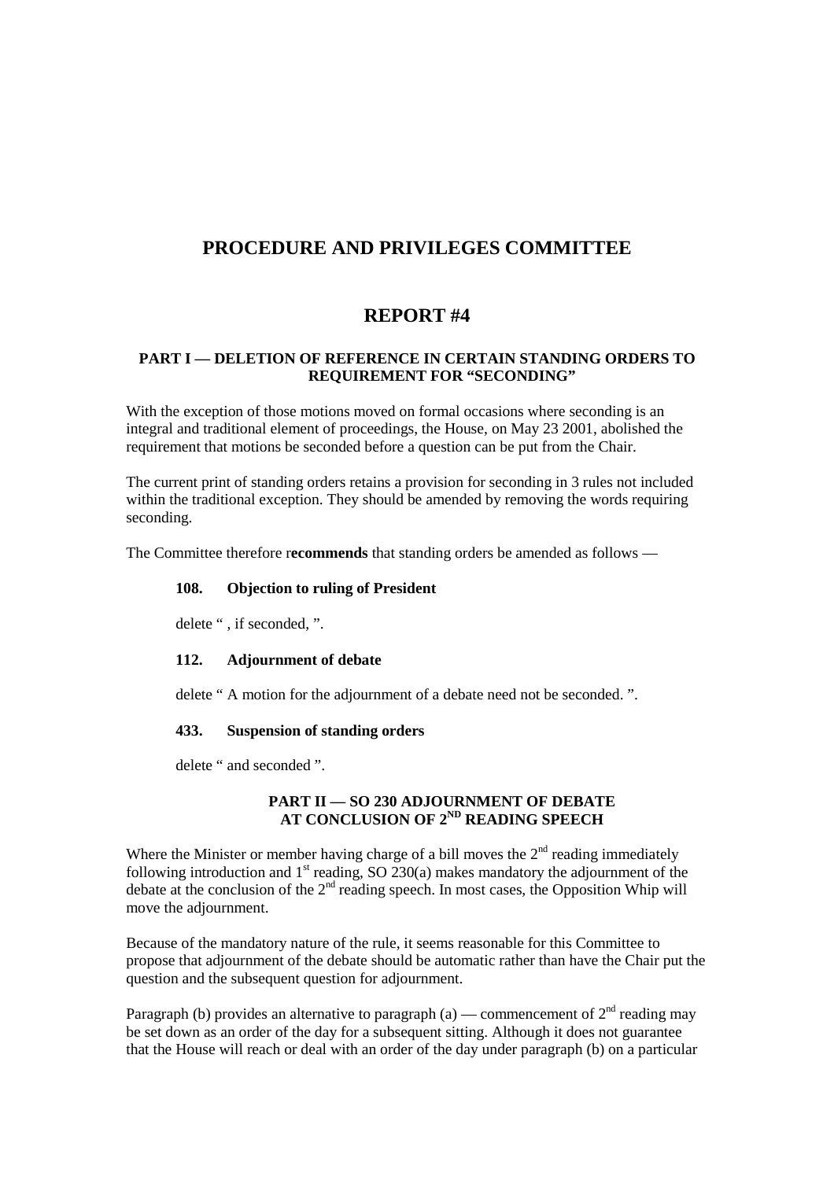# PROCEDURE AND PRIVILEGES COMMITTEE

## REPORT #4

### PART I — DELETION OF REFERENCE IN CERTAIN STANDING ORDERS TO REQUIREMENT FOR "SECONDING"

With the exception of those motions moved on formal occasions where seconding is an integral and traditional element of proceedings, the House, on May 23 2001, abolished the requirement that motions be seconded before a question can be put from the Chair.

The current print of standing orders retains a provision for seconding in 3 rules not included within the traditional exception. They should be amended by removing the words requiring seconding.

The Committee therefore r**ecommends** that standing orders be amended as follows —

**108. Objection to ruling of President**

delete " , if seconded, ".

**112. Adjournment of debate**

delete " A motion for the adjournment of a debate need not be seconded. ".

**433. Suspension of standing orders**

delete " and seconded ".

### PART II — SO 230 ADJOURNMENT OF DEBATE AT CONCLUSION OF 2ND READING SPEECH

Where the Minister or member having charge of a bill moves the 2nd reading immediately following introduction and 1st reading, SO 230(a) makes mandatory the adjournment of the debate at the conclusion of the 2nd reading speech. In most cases, the Opposition Whip will move the adjournment.

Because of the mandatory nature of the rule, it seems reasonable for this Committee to propose that adjournment of the debate should be automatic rather than have the Chair put the question and the subsequent question for adjournment.

Paragraph (b) provides an alternative to paragraph (a) — commencement of 2nd reading may be set down as an order of the day for a subsequent sitting. Although it does not guarantee that the House will reach or deal with an order of the day under paragraph (b) on a particular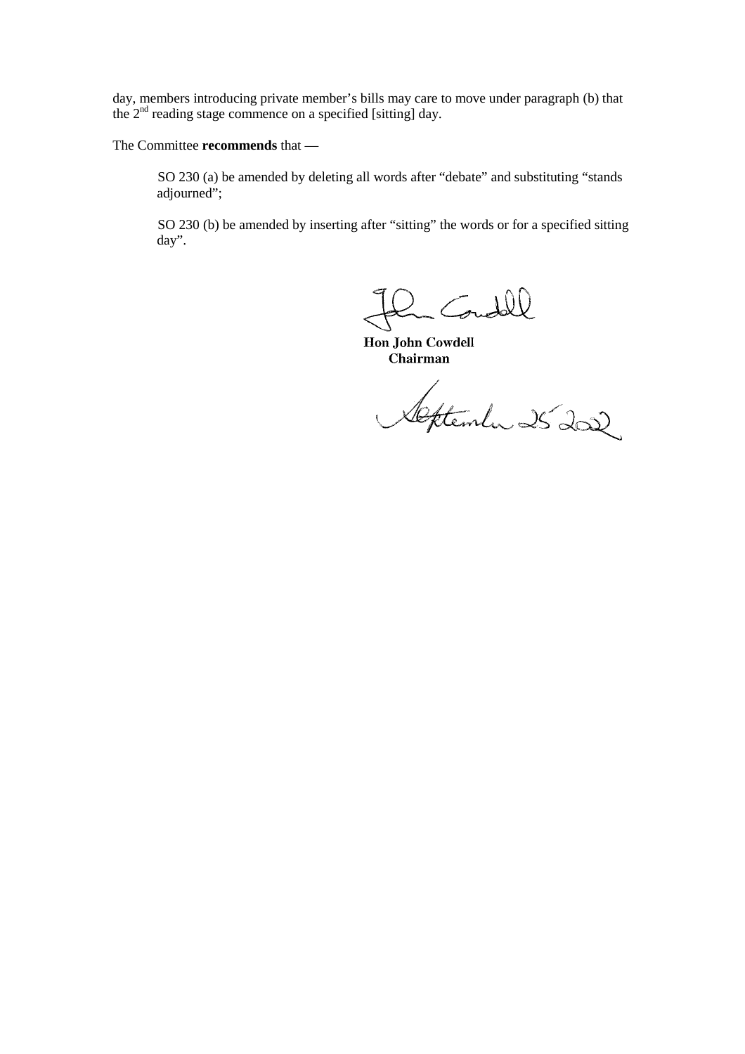day, members introducing private member's bills may care to move under paragraph (b) that the 2[nd] reading stage commence on a specified [sitting] day.

The Committee **recommends** that —

> SO 230 (a) be amended by deleting all words after "debate" and substituting "stands adjourned";
>
> SO 230 (b) be amended by inserting after "sitting" the words or for a specified sitting day".

**Hon John Cowdell**
**Chairman**

September 25 2002